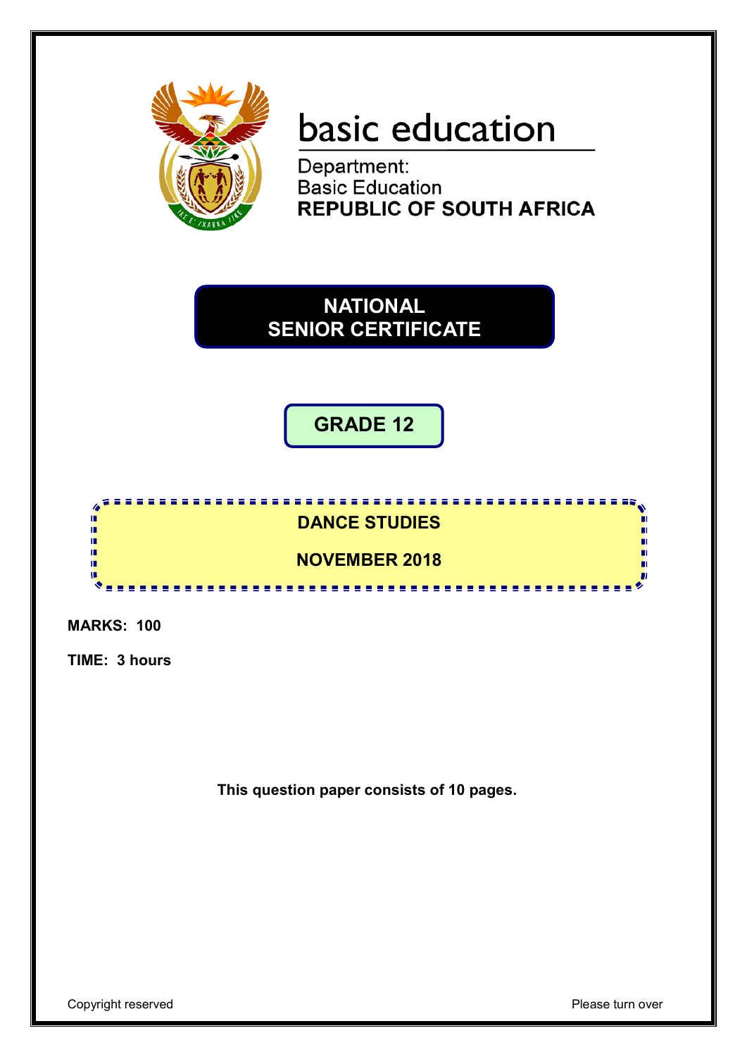basic education

Department:
Basic Education
**REPUBLIC OF SOUTH AFRICA**

# NATIONAL SENIOR CERTIFICATE

## GRADE 12

## DANCE STUDIES

## NOVEMBER 2018

**MARKS: 100**

**TIME: 3 hours**

**This question paper consists of 10 pages.**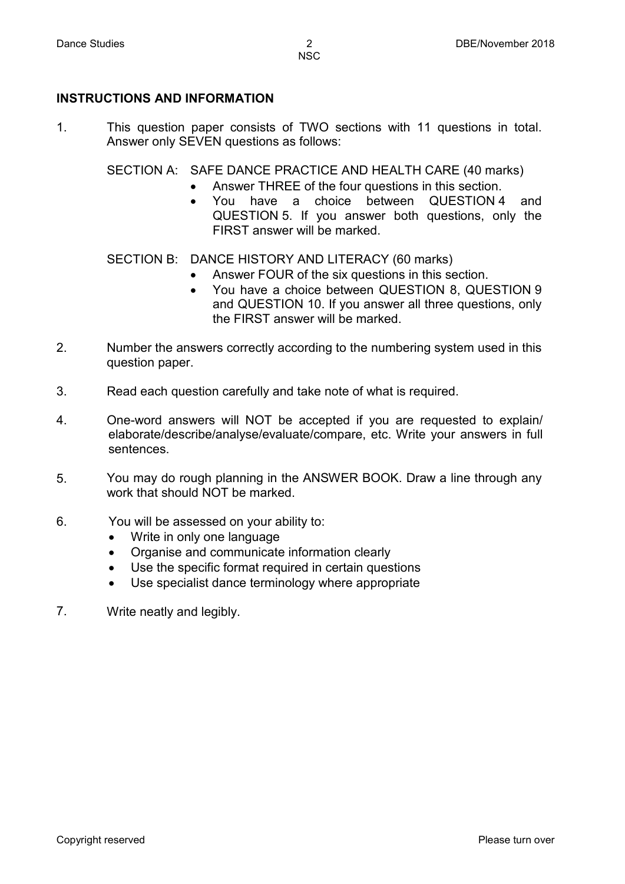## INSTRUCTIONS AND INFORMATION

1. This question paper consists of TWO sections with 11 questions in total. Answer only SEVEN questions as follows:

   SECTION A: SAFE DANCE PRACTICE AND HEALTH CARE (40 marks)
   - Answer THREE of the four questions in this section.
   - You have a choice between QUESTION 4 and QUESTION 5. If you answer both questions, only the FIRST answer will be marked.

   SECTION B: DANCE HISTORY AND LITERACY (60 marks)
   - Answer FOUR of the six questions in this section.
   - You have a choice between QUESTION 8, QUESTION 9 and QUESTION 10. If you answer all three questions, only the FIRST answer will be marked.

2. Number the answers correctly according to the numbering system used in this question paper.

3. Read each question carefully and take note of what is required.

4. One-word answers will NOT be accepted if you are requested to explain/ elaborate/describe/analyse/evaluate/compare, etc. Write your answers in full sentences.

5. You may do rough planning in the ANSWER BOOK. Draw a line through any work that should NOT be marked.

6. You will be assessed on your ability to:
   - Write in only one language
   - Organise and communicate information clearly
   - Use the specific format required in certain questions
   - Use specialist dance terminology where appropriate

7. Write neatly and legibly.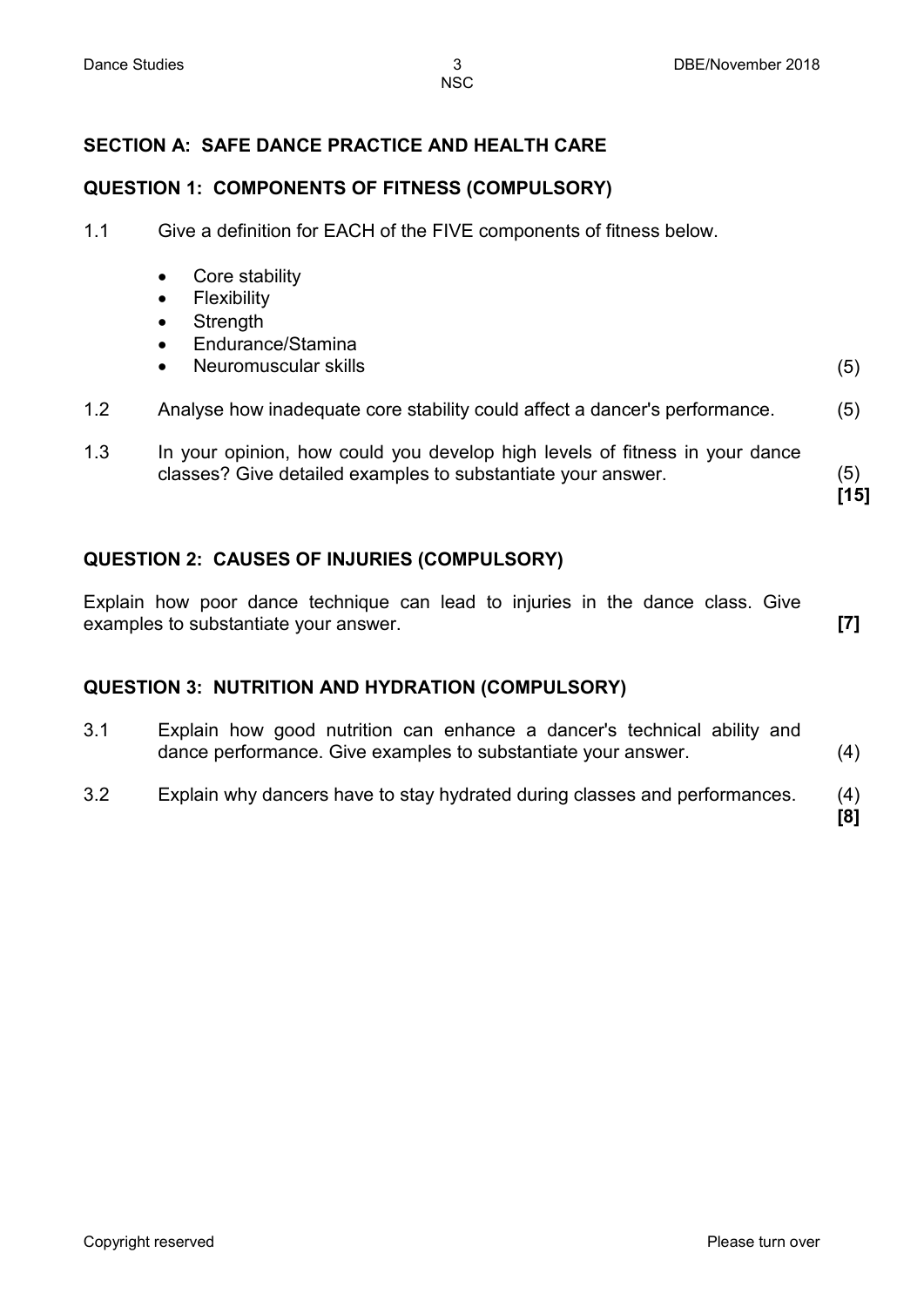## SECTION A: SAFE DANCE PRACTICE AND HEALTH CARE

### QUESTION 1: COMPONENTS OF FITNESS (COMPULSORY)

1.1 Give a definition for EACH of the FIVE components of fitness below.

- Core stability
- Flexibility
- Strength
- Endurance/Stamina
- Neuromuscular skills (5)

1.2 Analyse how inadequate core stability could affect a dancer's performance. (5)

1.3 In your opinion, how could you develop high levels of fitness in your dance classes? Give detailed examples to substantiate your answer. (5)
**[15]**

### QUESTION 2: CAUSES OF INJURIES (COMPULSORY)

Explain how poor dance technique can lead to injuries in the dance class. Give examples to substantiate your answer. **[7]**

### QUESTION 3: NUTRITION AND HYDRATION (COMPULSORY)

3.1 Explain how good nutrition can enhance a dancer's technical ability and dance performance. Give examples to substantiate your answer. (4)

3.2 Explain why dancers have to stay hydrated during classes and performances. (4)
**[8]**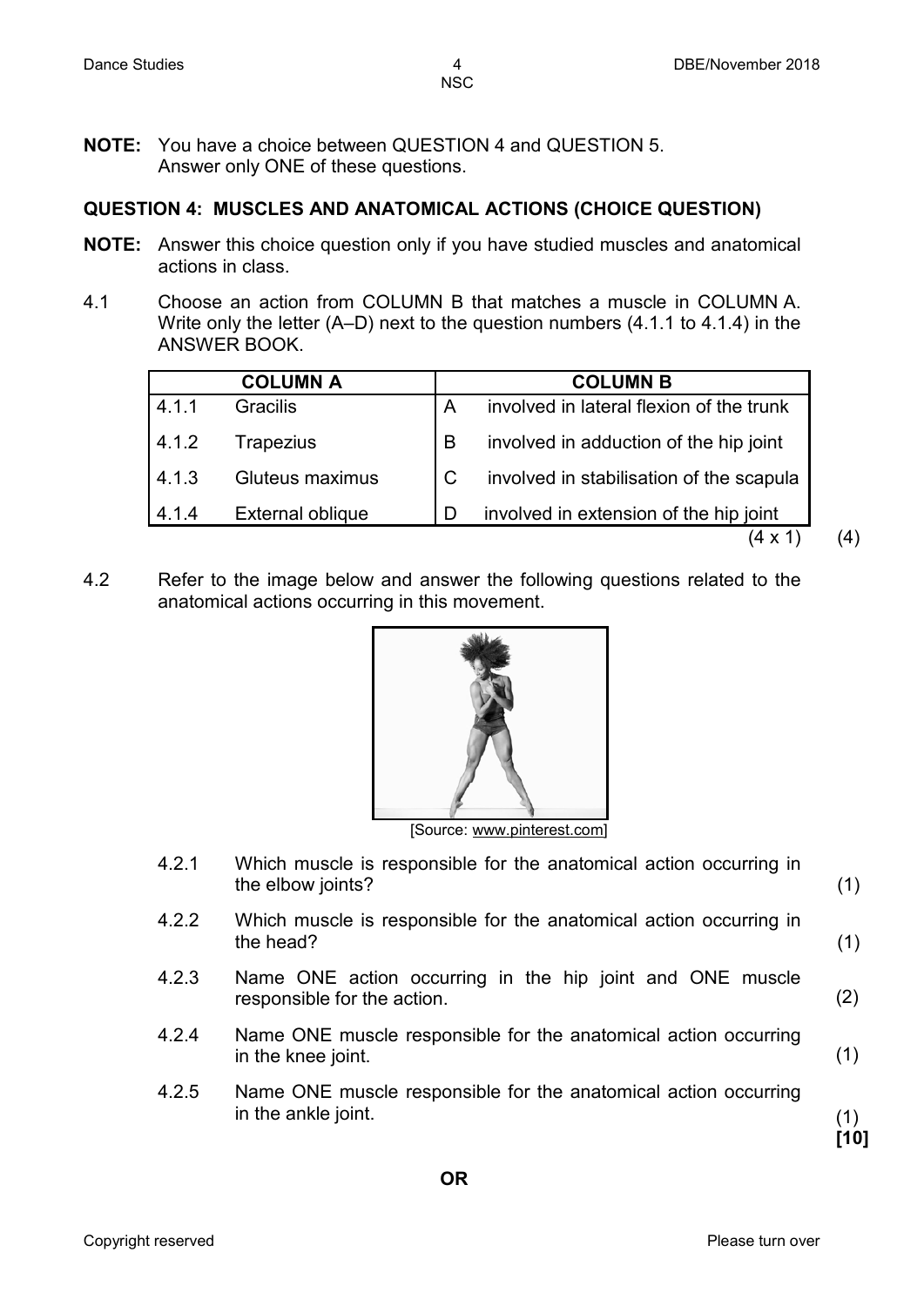**NOTE:** You have a choice between QUESTION 4 and QUESTION 5.
Answer only ONE of these questions.

## QUESTION 4: MUSCLES AND ANATOMICAL ACTIONS (CHOICE QUESTION)

**NOTE:** Answer this choice question only if you have studied muscles and anatomical actions in class.

4.1 Choose an action from COLUMN B that matches a muscle in COLUMN A. Write only the letter (A–D) next to the question numbers (4.1.1 to 4.1.4) in the ANSWER BOOK.

| COLUMN A | | COLUMN B | |
|---|---|---|---|
| 4.1.1 | Gracilis | A | involved in lateral flexion of the trunk |
| 4.1.2 | Trapezius | B | involved in adduction of the hip joint |
| 4.1.3 | Gluteus maximus | C | involved in stabilisation of the scapula |
| 4.1.4 | External oblique | D | involved in extension of the hip joint |

(4 x 1) (4)

4.2 Refer to the image below and answer the following questions related to the anatomical actions occurring in this movement.

[Source: www.pinterest.com]

4.2.1 Which muscle is responsible for the anatomical action occurring in the elbow joints? (1)

4.2.2 Which muscle is responsible for the anatomical action occurring in the head? (1)

4.2.3 Name ONE action occurring in the hip joint and ONE muscle responsible for the action. (2)

4.2.4 Name ONE muscle responsible for the anatomical action occurring in the knee joint. (1)

4.2.5 Name ONE muscle responsible for the anatomical action occurring in the ankle joint. (1)

**[10]**

**OR**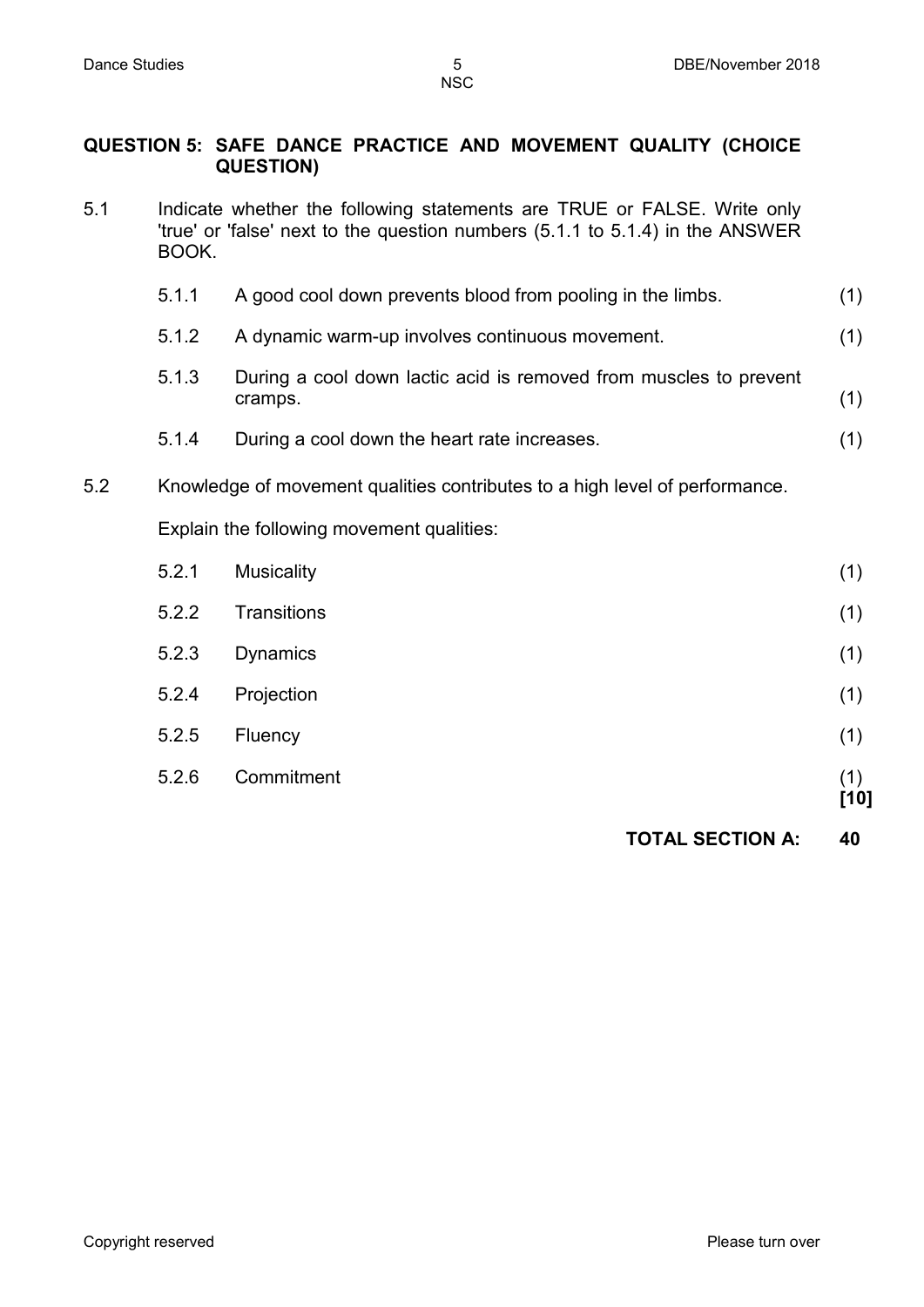## QUESTION 5: SAFE DANCE PRACTICE AND MOVEMENT QUALITY (CHOICE QUESTION)

5.1 Indicate whether the following statements are TRUE or FALSE. Write only 'true' or 'false' next to the question numbers (5.1.1 to 5.1.4) in the ANSWER BOOK.

5.1.1 A good cool down prevents blood from pooling in the limbs. (1)

5.1.2 A dynamic warm-up involves continuous movement. (1)

5.1.3 During a cool down lactic acid is removed from muscles to prevent cramps. (1)

5.1.4 During a cool down the heart rate increases. (1)

5.2 Knowledge of movement qualities contributes to a high level of performance.

Explain the following movement qualities:

5.2.1 Musicality (1)

5.2.2 Transitions (1)

5.2.3 Dynamics (1)

5.2.4 Projection (1)

5.2.5 Fluency (1)

5.2.6 Commitment (1)
**[10]**

**TOTAL SECTION A: 40**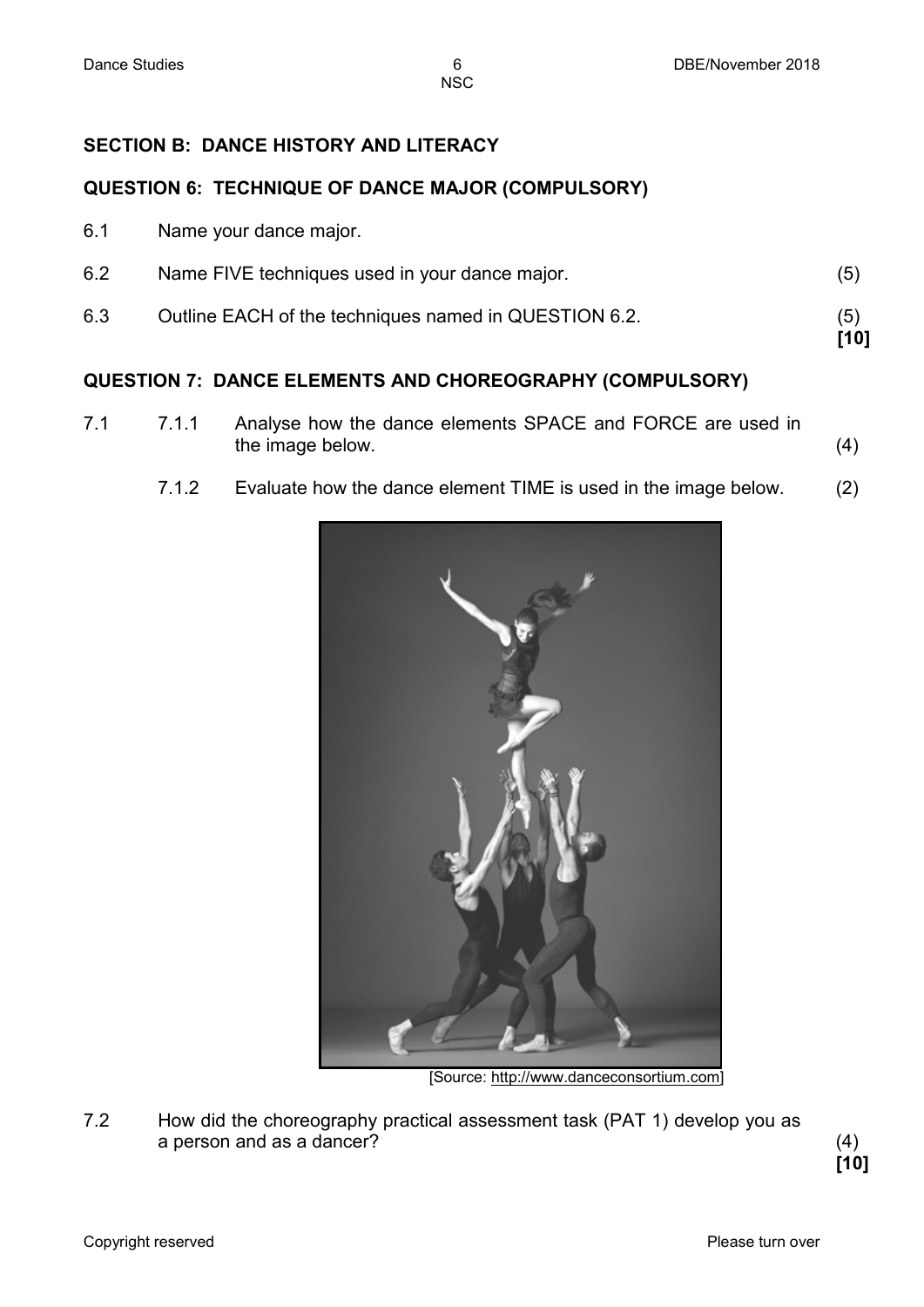## SECTION B: DANCE HISTORY AND LITERACY

### QUESTION 6: TECHNIQUE OF DANCE MAJOR (COMPULSORY)

6.1 Name your dance major.

6.2 Name FIVE techniques used in your dance major. (5)

6.3 Outline EACH of the techniques named in QUESTION 6.2. (5)
**[10]**

### QUESTION 7: DANCE ELEMENTS AND CHOREOGRAPHY (COMPULSORY)

7.1

7.1.1 Analyse how the dance elements SPACE and FORCE are used in the image below. (4)

7.1.2 Evaluate how the dance element TIME is used in the image below. (2)

[Source: http://www.danceconsortium.com]

7.2 How did the choreography practical assessment task (PAT 1) develop you as a person and as a dancer? (4)
**[10]**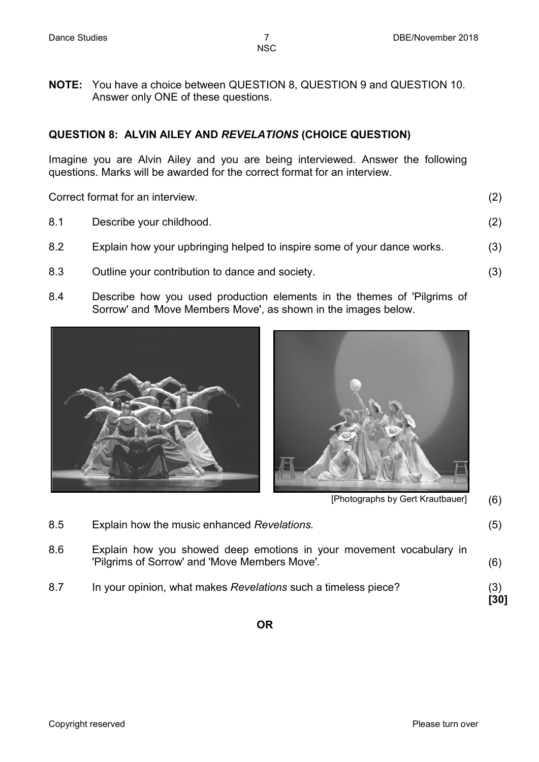**NOTE:** You have a choice between QUESTION 8, QUESTION 9 and QUESTION 10. Answer only ONE of these questions.

## QUESTION 8: ALVIN AILEY AND *REVELATIONS* (CHOICE QUESTION)

Imagine you are Alvin Ailey and you are being interviewed. Answer the following questions. Marks will be awarded for the correct format for an interview.

Correct format for an interview. (2)

8.1 Describe your childhood. (2)

8.2 Explain how your upbringing helped to inspire some of your dance works. (3)

8.3 Outline your contribution to dance and society. (3)

8.4 Describe how you used production elements in the themes of 'Pilgrims of Sorrow' and 'Move Members Move', as shown in the images below.

[Photographs by Gert Krautbauer] (6)

8.5 Explain how the music enhanced *Revelations*. (5)

8.6 Explain how you showed deep emotions in your movement vocabulary in 'Pilgrims of Sorrow' and 'Move Members Move'. (6)

8.7 In your opinion, what makes *Revelations* such a timeless piece? (3)
**[30]**

**OR**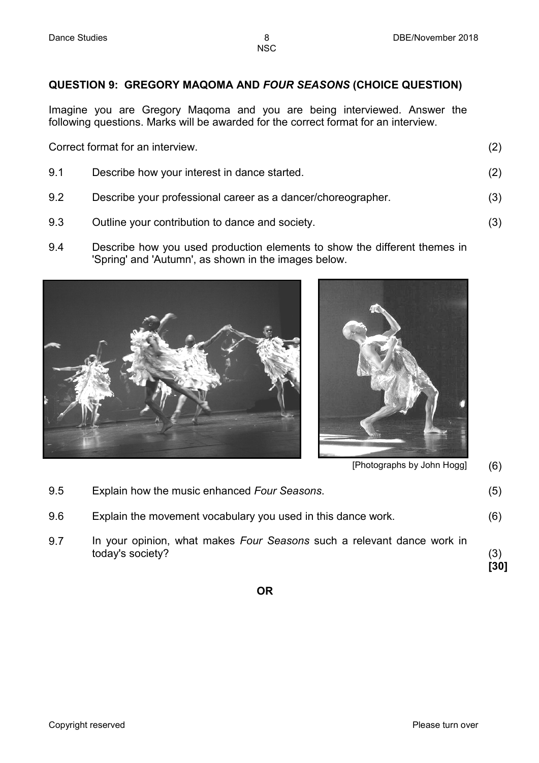## QUESTION 9: GREGORY MAQOMA AND *FOUR SEASONS* (CHOICE QUESTION)

Imagine you are Gregory Maqoma and you are being interviewed. Answer the following questions. Marks will be awarded for the correct format for an interview.

Correct format for an interview. (2)

9.1 Describe how your interest in dance started. (2)

9.2 Describe your professional career as a dancer/choreographer. (3)

9.3 Outline your contribution to dance and society. (3)

9.4 Describe how you used production elements to show the different themes in 'Spring' and 'Autumn', as shown in the images below.

[Photographs by John Hogg] (6)

9.5 Explain how the music enhanced *Four Seasons*. (5)

9.6 Explain the movement vocabulary you used in this dance work. (6)

9.7 In your opinion, what makes *Four Seasons* such a relevant dance work in today's society? (3)

**[30]**

**OR**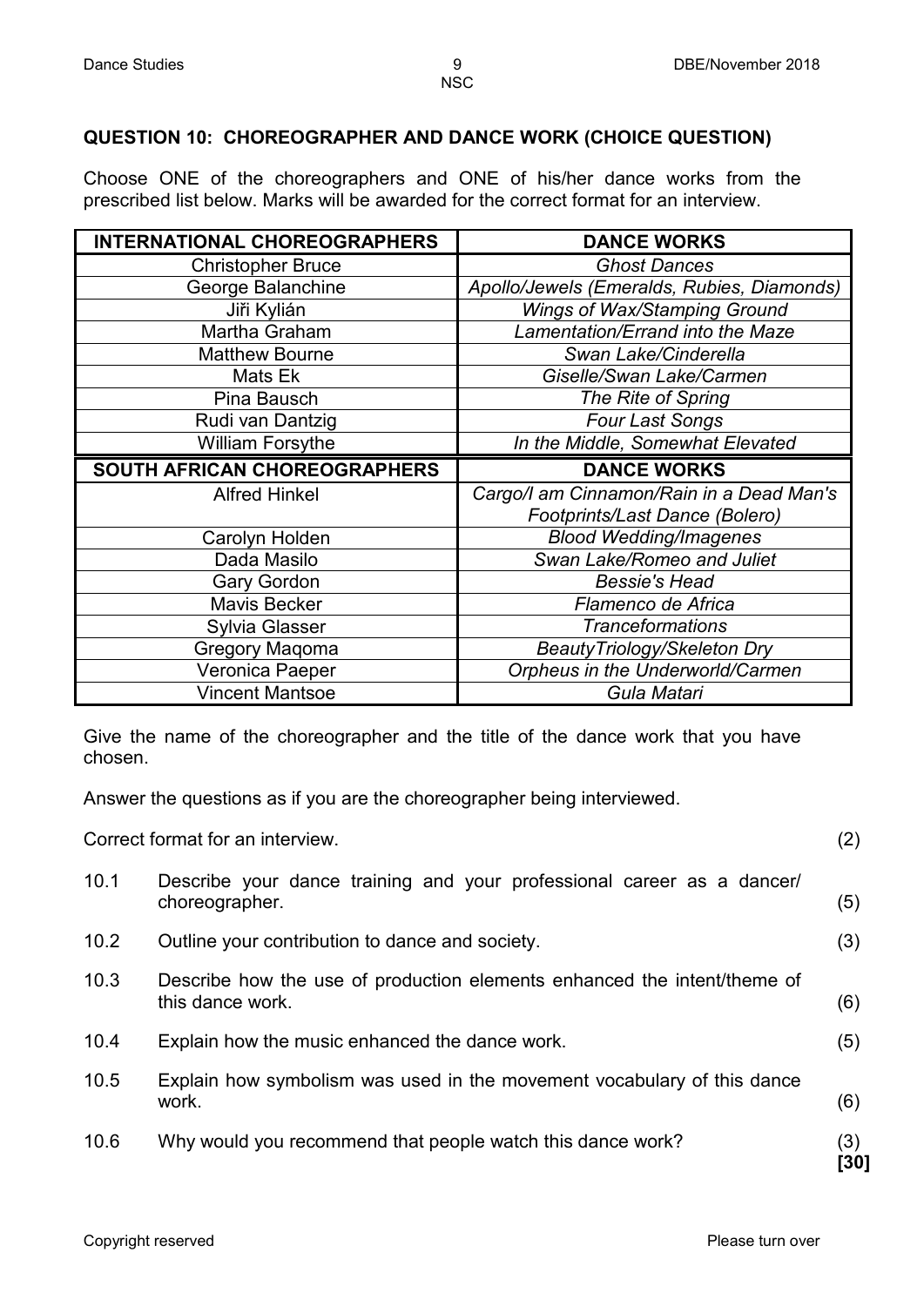## QUESTION 10: CHOREOGRAPHER AND DANCE WORK (CHOICE QUESTION)

Choose ONE of the choreographers and ONE of his/her dance works from the prescribed list below. Marks will be awarded for the correct format for an interview.

| INTERNATIONAL CHOREOGRAPHERS | DANCE WORKS |
|---|---|
| Christopher Bruce | *Ghost Dances* |
| George Balanchine | *Apollo/Jewels (Emeralds, Rubies, Diamonds)* |
| Jiři Kylián | *Wings of Wax/Stamping Ground* |
| Martha Graham | *Lamentation/Errand into the Maze* |
| Matthew Bourne | *Swan Lake/Cinderella* |
| Mats Ek | *Giselle/Swan Lake/Carmen* |
| Pina Bausch | *The Rite of Spring* |
| Rudi van Dantzig | *Four Last Songs* |
| William Forsythe | *In the Middle, Somewhat Elevated* |
| **SOUTH AFRICAN CHOREOGRAPHERS** | **DANCE WORKS** |
| Alfred Hinkel | *Cargo/I am Cinnamon/Rain in a Dead Man's Footprints/Last Dance (Bolero)* |
| Carolyn Holden | *Blood Wedding/Imagenes* |
| Dada Masilo | *Swan Lake/Romeo and Juliet* |
| Gary Gordon | *Bessie's Head* |
| Mavis Becker | *Flamenco de Africa* |
| Sylvia Glasser | *Tranceformations* |
| Gregory Maqoma | *BeautyTriology/Skeleton Dry* |
| Veronica Paeper | *Orpheus in the Underworld/Carmen* |
| Vincent Mantsoe | *Gula Matari* |

Give the name of the choreographer and the title of the dance work that you have chosen.

Answer the questions as if you are the choreographer being interviewed.

Correct format for an interview. (2)

10.1 Describe your dance training and your professional career as a dancer/ choreographer. (5)

10.2 Outline your contribution to dance and society. (3)

10.3 Describe how the use of production elements enhanced the intent/theme of this dance work. (6)

10.4 Explain how the music enhanced the dance work. (5)

10.5 Explain how symbolism was used in the movement vocabulary of this dance work. (6)

10.6 Why would you recommend that people watch this dance work? (3)
**[30]**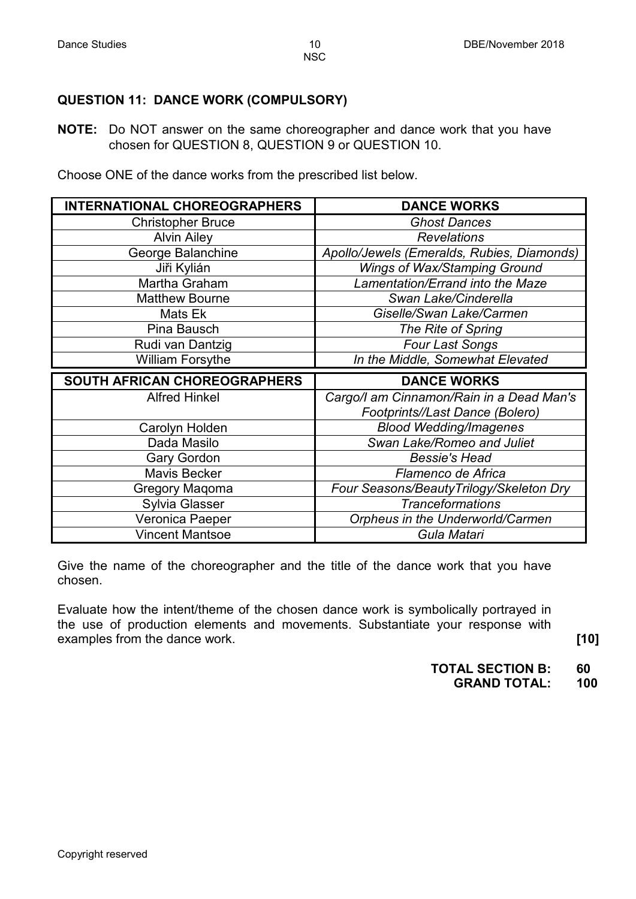## QUESTION 11: DANCE WORK (COMPULSORY)

**NOTE:** Do NOT answer on the same choreographer and dance work that you have chosen for QUESTION 8, QUESTION 9 or QUESTION 10.

Choose ONE of the dance works from the prescribed list below.

| INTERNATIONAL CHOREOGRAPHERS | DANCE WORKS |
|---|---|
| Christopher Bruce | *Ghost Dances* |
| Alvin Ailey | *Revelations* |
| George Balanchine | *Apollo/Jewels (Emeralds, Rubies, Diamonds)* |
| Jiři Kylián | *Wings of Wax/Stamping Ground* |
| Martha Graham | *Lamentation/Errand into the Maze* |
| Matthew Bourne | *Swan Lake/Cinderella* |
| Mats Ek | *Giselle/Swan Lake/Carmen* |
| Pina Bausch | *The Rite of Spring* |
| Rudi van Dantzig | *Four Last Songs* |
| William Forsythe | *In the Middle, Somewhat Elevated* |

| SOUTH AFRICAN CHOREOGRAPHERS | DANCE WORKS |
|---|---|
| Alfred Hinkel | *Cargo/I am Cinnamon/Rain in a Dead Man's Footprints//Last Dance (Bolero)* |
| Carolyn Holden | *Blood Wedding/Imagenes* |
| Dada Masilo | *Swan Lake/Romeo and Juliet* |
| Gary Gordon | *Bessie's Head* |
| Mavis Becker | *Flamenco de Africa* |
| Gregory Maqoma | *Four Seasons/BeautyTrilogy/Skeleton Dry* |
| Sylvia Glasser | *Tranceformations* |
| Veronica Paeper | *Orpheus in the Underworld/Carmen* |
| Vincent Mantsoe | *Gula Matari* |

Give the name of the choreographer and the title of the dance work that you have chosen.

Evaluate how the intent/theme of the chosen dance work is symbolically portrayed in the use of production elements and movements. Substantiate your response with examples from the dance work. **[10]**

**TOTAL SECTION B: 60**
**GRAND TOTAL: 100**